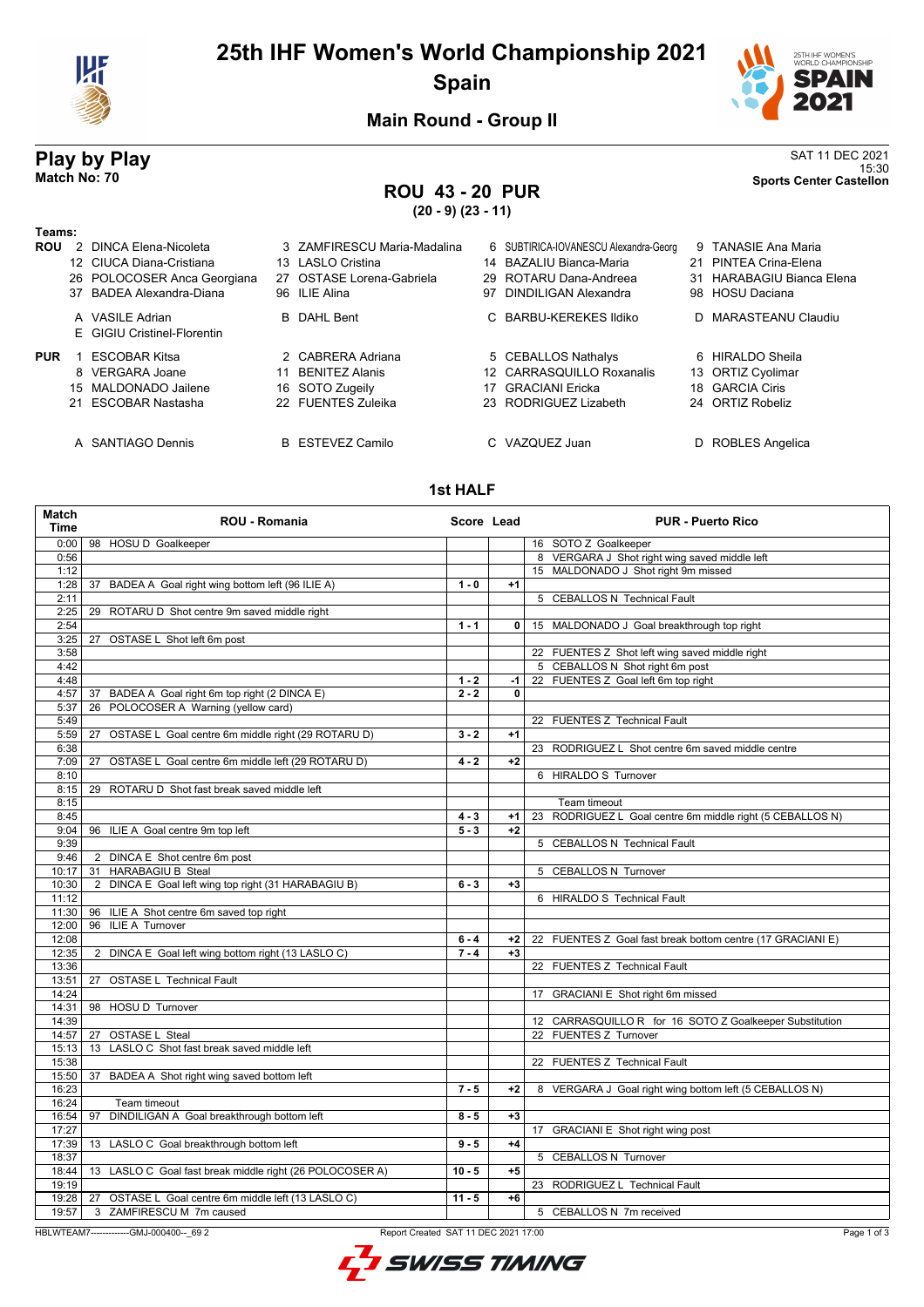# 25th IHF Women's World Championship 2021

## Spain

### Main Round - Group II

**Play by Play**
**Match No: 70**

SAT 11 DEC 2021
15:30
**Sports Center Castellon**

## ROU 43 - 20 PUR

**(20 - 9) (23 - 11)**

**Teams:**

**ROU**
2 DINCA Elena-Nicoleta, 3 ZAMFIRESCU Maria-Madalina, 6 SUBTIRICA-IOVANESCU Alexandra-Georg, 9 TANASIE Ana Maria
12 CIUCA Diana-Cristiana, 13 LASLO Cristina, 14 BAZALIU Bianca-Maria, 21 PINTEA Crina-Elena
26 POLOCOSER Anca Georgiana, 27 OSTASE Lorena-Gabriela, 29 ROTARU Dana-Andreea, 31 HARABAGIU Bianca Elena
37 BADEA Alexandra-Diana, 96 ILIE Alina, 97 DINDILIGAN Alexandra, 98 HOSU Daciana

A VASILE Adrian, B DAHL Bent, C BARBU-KEREKES Ildiko, D MARASTEANU Claudiu
E GIGIU Cristinel-Florentin

**PUR**
1 ESCOBAR Kitsa, 2 CABRERA Adriana, 5 CEBALLOS Nathalys, 6 HIRALDO Sheila
8 VERGARA Joane, 11 BENITEZ Alanis, 12 CARRASQUILLO Roxanalis, 13 ORTIZ Cyolimar
15 MALDONADO Jailene, 16 SOTO Zugeily, 17 GRACIANI Ericka, 18 GARCIA Ciris
21 ESCOBAR Nastasha, 22 FUENTES Zuleika, 23 RODRIGUEZ Lizabeth, 24 ORTIZ Robeliz

A SANTIAGO Dennis, B ESTEVEZ Camilo, C VAZQUEZ Juan, D ROBLES Angelica

### 1st HALF

| Match Time | ROU - Romania | Score | Lead | PUR - Puerto Rico |
|---|---|---|---|---|
| 0:00 | 98 HOSU D Goalkeeper | | | 16 SOTO Z Goalkeeper |
| 0:56 | | | | 8 VERGARA J Shot right wing saved middle left |
| 1:12 | | | | 15 MALDONADO J Shot right 9m missed |
| 1:28 | 37 BADEA A Goal right wing bottom left (96 ILIE A) | 1 - 0 | +1 | |
| 2:11 | | | | 5 CEBALLOS N Technical Fault |
| 2:25 | 29 ROTARU D Shot centre 9m saved middle right | | | |
| 2:54 | | 1 - 1 | 0 | 15 MALDONADO J Goal breakthrough top right |
| 3:25 | 27 OSTASE L Shot left 6m post | | | |
| 3:58 | | | | 22 FUENTES Z Shot left wing saved middle right |
| 4:42 | | | | 5 CEBALLOS N Shot right 6m post |
| 4:48 | | 1 - 2 | -1 | 22 FUENTES Z Goal left 6m top right |
| 4:57 | 37 BADEA A Goal right 6m top right (2 DINCA E) | 2 - 2 | 0 | |
| 5:37 | 26 POLOCOSER A Warning (yellow card) | | | |
| 5:49 | | | | 22 FUENTES Z Technical Fault |
| 5:59 | 27 OSTASE L Goal centre 6m middle right (29 ROTARU D) | 3 - 2 | +1 | |
| 6:38 | | | | 23 RODRIGUEZ L Shot centre 6m saved middle centre |
| 7:09 | 27 OSTASE L Goal centre 6m middle left (29 ROTARU D) | 4 - 2 | +2 | |
| 8:10 | | | | 6 HIRALDO S Turnover |
| 8:15 | 29 ROTARU D Shot fast break saved middle left | | | |
| 8:15 | | | | Team timeout |
| 8:45 | | 4 - 3 | +1 | 23 RODRIGUEZ L Goal centre 6m middle right (5 CEBALLOS N) |
| 9:04 | 96 ILIE A Goal centre 9m top left | 5 - 3 | +2 | |
| 9:39 | | | | 5 CEBALLOS N Technical Fault |
| 9:46 | 2 DINCA E Shot centre 6m post | | | |
| 10:17 | 31 HARABAGIU B Steal | | | 5 CEBALLOS N Turnover |
| 10:30 | 2 DINCA E Goal left wing top right (31 HARABAGIU B) | 6 - 3 | +3 | |
| 11:12 | | | | 6 HIRALDO S Technical Fault |
| 11:30 | 96 ILIE A Shot centre 6m saved top right | | | |
| 12:00 | 96 ILIE A Turnover | | | |
| 12:08 | | 6 - 4 | +2 | 22 FUENTES Z Goal fast break bottom centre (17 GRACIANI E) |
| 12:35 | 2 DINCA E Goal left wing bottom right (13 LASLO C) | 7 - 4 | +3 | |
| 13:36 | | | | 22 FUENTES Z Technical Fault |
| 13:51 | 27 OSTASE L Technical Fault | | | |
| 14:24 | | | | 17 GRACIANI E Shot right 6m missed |
| 14:31 | 98 HOSU D Turnover | | | |
| 14:39 | | | | 12 CARRASQUILLO R for 16 SOTO Z Goalkeeper Substitution |
| 14:57 | 27 OSTASE L Steal | | | 22 FUENTES Z Turnover |
| 15:13 | 13 LASLO C Shot fast break saved middle left | | | |
| 15:38 | | | | 22 FUENTES Z Technical Fault |
| 15:50 | 37 BADEA A Shot right wing saved bottom left | | | |
| 16:23 | | 7 - 5 | +2 | 8 VERGARA J Goal right wing bottom left (5 CEBALLOS N) |
| 16:24 | Team timeout | | | |
| 16:54 | 97 DINDILIGAN A Goal breakthrough bottom left | 8 - 5 | +3 | |
| 17:27 | | | | 17 GRACIANI E Shot right wing post |
| 17:39 | 13 LASLO C Goal breakthrough bottom left | 9 - 5 | +4 | |
| 18:37 | | | | 5 CEBALLOS N Turnover |
| 18:44 | 13 LASLO C Goal fast break middle right (26 POLOCOSER A) | 10 - 5 | +5 | |
| 19:19 | | | | 23 RODRIGUEZ L Technical Fault |
| 19:28 | 27 OSTASE L Goal centre 6m middle left (13 LASLO C) | 11 - 5 | +6 | |
| 19:57 | 3 ZAMFIRESCU M 7m caused | | | 5 CEBALLOS N 7m received |

HBLWTEAM7-------------GMJ-000400--_69 2 Report Created SAT 11 DEC 2021 17:00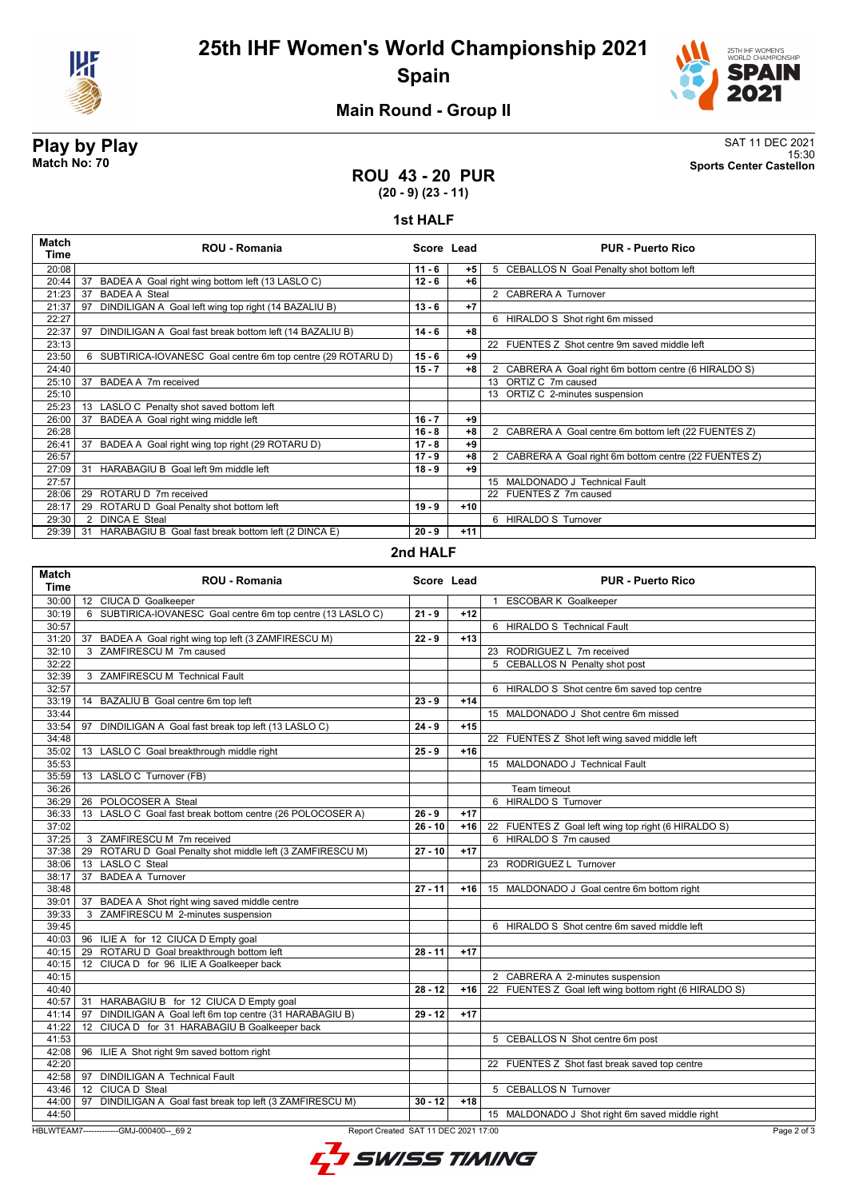# 25th IHF Women's World Championship 2021
## Spain
### Main Round - Group II

**Play by Play**
**Match No: 70**

SAT 11 DEC 2021
15:30
**Sports Center Castellon**

## ROU 43 - 20 PUR
**(20 - 9) (23 - 11)**

### 1st HALF

| Match Time | ROU - Romania | Score | Lead | PUR - Puerto Rico |
|---|---|---|---|---|
| 20:08 | | 11 - 6 | +5 | 5 CEBALLOS N Goal Penalty shot bottom left |
| 20:44 | 37 BADEA A Goal right wing bottom left (13 LASLO C) | 12 - 6 | +6 | |
| 21:23 | 37 BADEA A Steal | | | 2 CABRERA A Turnover |
| 21:37 | 97 DINDILIGAN A Goal left wing top right (14 BAZALIU B) | 13 - 6 | +7 | |
| 22:27 | | | | 6 HIRALDO S Shot right 6m missed |
| 22:37 | 97 DINDILIGAN A Goal fast break bottom left (14 BAZALIU B) | 14 - 6 | +8 | |
| 23:13 | | | | 22 FUENTES Z Shot centre 9m saved middle left |
| 23:50 | 6 SUBTIRICA-IOVANESC Goal centre 6m top centre (29 ROTARU D) | 15 - 6 | +9 | |
| 24:40 | | 15 - 7 | +8 | 2 CABRERA A Goal right 6m bottom centre (6 HIRALDO S) |
| 25:10 | 37 BADEA A 7m received | | | 13 ORTIZ C 7m caused |
| 25:10 | | | | 13 ORTIZ C 2-minutes suspension |
| 25:23 | 13 LASLO C Penalty shot saved bottom left | | | |
| 26:00 | 37 BADEA A Goal right wing middle left | 16 - 7 | +9 | |
| 26:28 | | 16 - 8 | +8 | 2 CABRERA A Goal centre 6m bottom left (22 FUENTES Z) |
| 26:41 | 37 BADEA A Goal right wing top right (29 ROTARU D) | 17 - 8 | +9 | |
| 26:57 | | 17 - 9 | +8 | 2 CABRERA A Goal right 6m bottom centre (22 FUENTES Z) |
| 27:09 | 31 HARABAGIU B Goal left 9m middle left | 18 - 9 | +9 | |
| 27:57 | | | | 15 MALDONADO J Technical Fault |
| 28:06 | 29 ROTARU D 7m received | | | 22 FUENTES Z 7m caused |
| 28:17 | 29 ROTARU D Goal Penalty shot bottom left | 19 - 9 | +10 | |
| 29:30 | 2 DINCA E Steal | | | 6 HIRALDO S Turnover |
| 29:39 | 31 HARABAGIU B Goal fast break bottom left (2 DINCA E) | 20 - 9 | +11 | |

### 2nd HALF

| Match Time | ROU - Romania | Score | Lead | PUR - Puerto Rico |
|---|---|---|---|---|
| 30:00 | 12 CIUCA D Goalkeeper | | | 1 ESCOBAR K Goalkeeper |
| 30:19 | 6 SUBTIRICA-IOVANESC Goal centre 6m top centre (13 LASLO C) | 21 - 9 | +12 | |
| 30:57 | | | | 6 HIRALDO S Technical Fault |
| 31:20 | 37 BADEA A Goal right wing top left (3 ZAMFIRESCU M) | 22 - 9 | +13 | |
| 32:10 | 3 ZAMFIRESCU M 7m caused | | | 23 RODRIGUEZ L 7m received |
| 32:22 | | | | 5 CEBALLOS N Penalty shot post |
| 32:39 | 3 ZAMFIRESCU M Technical Fault | | | |
| 32:57 | | | | 6 HIRALDO S Shot centre 6m saved top centre |
| 33:19 | 14 BAZALIU B Goal centre 6m top left | 23 - 9 | +14 | |
| 33:44 | | | | 15 MALDONADO J Shot centre 6m missed |
| 33:54 | 97 DINDILIGAN A Goal fast break top left (13 LASLO C) | 24 - 9 | +15 | |
| 34:48 | | | | 22 FUENTES Z Shot left wing saved middle left |
| 35:02 | 13 LASLO C Goal breakthrough middle right | 25 - 9 | +16 | |
| 35:53 | | | | 15 MALDONADO J Technical Fault |
| 35:59 | 13 LASLO C Turnover (FB) | | | |
| 36:26 | | | | Team timeout |
| 36:29 | 26 POLOCOSER A Steal | | | 6 HIRALDO S Turnover |
| 36:33 | 13 LASLO C Goal fast break bottom centre (26 POLOCOSER A) | 26 - 9 | +17 | |
| 37:02 | | 26 - 10 | +16 | 22 FUENTES Z Goal left wing top right (6 HIRALDO S) |
| 37:25 | 3 ZAMFIRESCU M 7m received | | | 6 HIRALDO S 7m caused |
| 37:38 | 29 ROTARU D Goal Penalty shot middle left (3 ZAMFIRESCU M) | 27 - 10 | +17 | |
| 38:06 | 13 LASLO C Steal | | | 23 RODRIGUEZ L Turnover |
| 38:17 | 37 BADEA A Turnover | | | |
| 38:48 | | 27 - 11 | +16 | 15 MALDONADO J Goal centre 6m bottom right |
| 39:01 | 37 BADEA A Shot right wing saved middle centre | | | |
| 39:33 | 3 ZAMFIRESCU M 2-minutes suspension | | | |
| 39:45 | | | | 6 HIRALDO S Shot centre 6m saved middle left |
| 40:03 | 96 ILIE A for 12 CIUCA D Empty goal | | | |
| 40:15 | 29 ROTARU D Goal breakthrough bottom left | 28 - 11 | +17 | |
| 40:15 | 12 CIUCA D for 96 ILIE A Goalkeeper back | | | |
| 40:15 | | | | 2 CABRERA A 2-minutes suspension |
| 40:40 | | 28 - 12 | +16 | 22 FUENTES Z Goal left wing bottom right (6 HIRALDO S) |
| 40:57 | 31 HARABAGIU B for 12 CIUCA D Empty goal | | | |
| 41:14 | 97 DINDILIGAN A Goal left 6m top centre (31 HARABAGIU B) | 29 - 12 | +17 | |
| 41:22 | 12 CIUCA D for 31 HARABAGIU B Goalkeeper back | | | |
| 41:53 | | | | 5 CEBALLOS N Shot centre 6m post |
| 42:08 | 96 ILIE A Shot right 9m saved bottom right | | | |
| 42:20 | | | | 22 FUENTES Z Shot fast break saved top centre |
| 42:58 | 97 DINDILIGAN A Technical Fault | | | |
| 43:46 | 12 CIUCA D Steal | | | 5 CEBALLOS N Turnover |
| 44:00 | 97 DINDILIGAN A Goal fast break top left (3 ZAMFIRESCU M) | 30 - 12 | +18 | |
| 44:50 | | | | 15 MALDONADO J Shot right 6m saved middle right |

HBLWTEAM7-------------GMJ-000400--_69 2 Report Created SAT 11 DEC 2021 17:00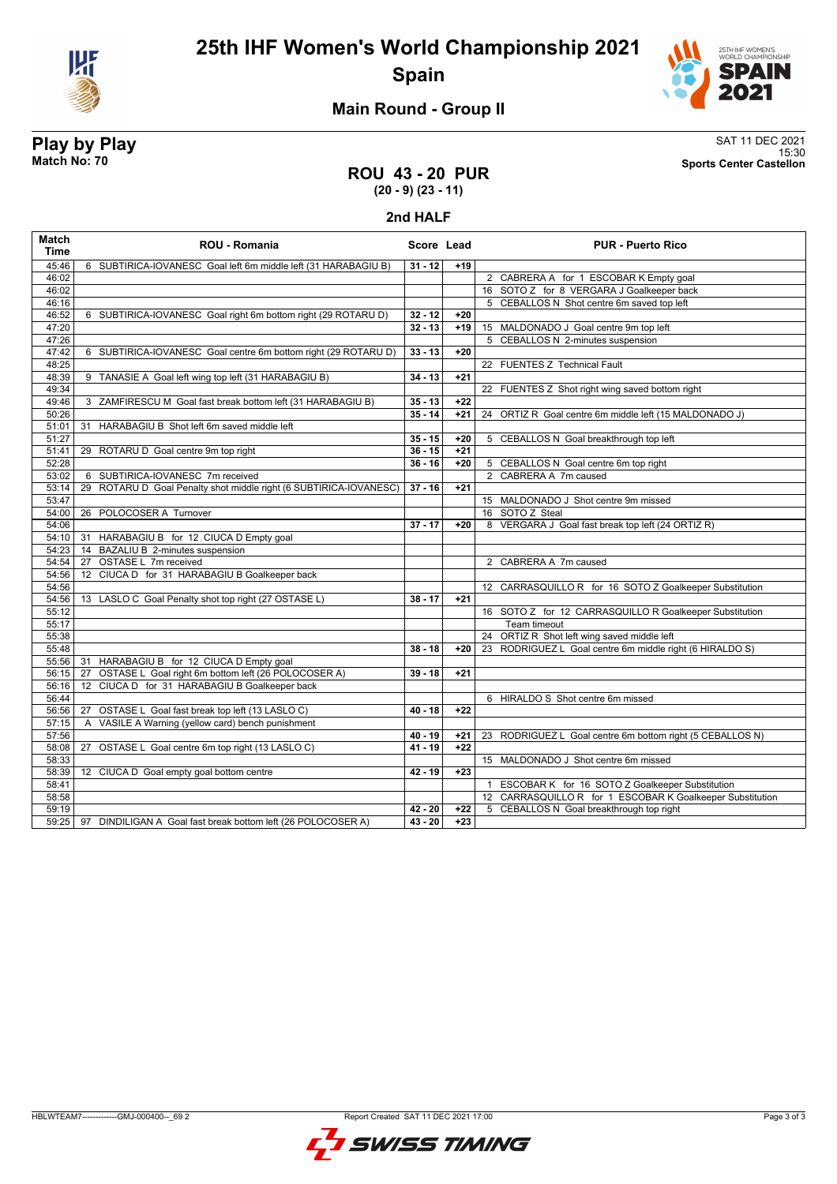# 25th IHF Women's World Championship 2021

**Spain**

## Main Round - Group II

**Play by Play**
**Match No: 70**

SAT 11 DEC 2021
15:30
**Sports Center Castellon**

## ROU 43 - 20 PUR
**(20 - 9) (23 - 11)**

### 2nd HALF

| Match Time | ROU - Romania | Score | Lead | PUR - Puerto Rico |
|---|---|---|---|---|
| 45:46 | 6 SUBTIRICA-IOVANESC Goal left 6m middle left (31 HARABAGIU B) | 31 - 12 | +19 | |
| 46:02 | | | | 2 CABRERA A for 1 ESCOBAR K Empty goal |
| 46:02 | | | | 16 SOTO Z for 8 VERGARA J Goalkeeper back |
| 46:16 | | | | 5 CEBALLOS N Shot centre 6m saved top left |
| 46:52 | 6 SUBTIRICA-IOVANESC Goal right 6m bottom right (29 ROTARU D) | 32 - 12 | +20 | |
| 47:20 | | 32 - 13 | +19 | 15 MALDONADO J Goal centre 9m top left |
| 47:26 | | | | 5 CEBALLOS N 2-minutes suspension |
| 47:42 | 6 SUBTIRICA-IOVANESC Goal centre 6m bottom right (29 ROTARU D) | 33 - 13 | +20 | |
| 48:25 | | | | 22 FUENTES Z Technical Fault |
| 48:39 | 9 TANASIE A Goal left wing top left (31 HARABAGIU B) | 34 - 13 | +21 | |
| 49:34 | | | | 22 FUENTES Z Shot right wing saved bottom right |
| 49:46 | 3 ZAMFIRESCU M Goal fast break bottom left (31 HARABAGIU B) | 35 - 13 | +22 | |
| 50:26 | | 35 - 14 | +21 | 24 ORTIZ R Goal centre 6m middle left (15 MALDONADO J) |
| 51:01 | 31 HARABAGIU B Shot left 6m saved middle left | | | |
| 51:27 | | 35 - 15 | +20 | 5 CEBALLOS N Goal breakthrough top left |
| 51:41 | 29 ROTARU D Goal centre 9m top right | 36 - 15 | +21 | |
| 52:28 | | 36 - 16 | +20 | 5 CEBALLOS N Goal centre 6m top right |
| 53:02 | 6 SUBTIRICA-IOVANESC 7m received | | | 2 CABRERA A 7m caused |
| 53:14 | 29 ROTARU D Goal Penalty shot middle right (6 SUBTIRICA-IOVANESC) | 37 - 16 | +21 | |
| 53:47 | | | | 15 MALDONADO J Shot centre 9m missed |
| 54:00 | 26 POLOCOSER A Turnover | | | 16 SOTO Z Steal |
| 54:06 | | 37 - 17 | +20 | 8 VERGARA J Goal fast break top left (24 ORTIZ R) |
| 54:10 | 31 HARABAGIU B for 12 CIUCA D Empty goal | | | |
| 54:23 | 14 BAZALIU B 2-minutes suspension | | | |
| 54:54 | 27 OSTASE L 7m received | | | 2 CABRERA A 7m caused |
| 54:56 | 12 CIUCA D for 31 HARABAGIU B Goalkeeper back | | | |
| 54:56 | | | | 12 CARRASQUILLO R for 16 SOTO Z Goalkeeper Substitution |
| 54:56 | 13 LASLO C Goal Penalty shot top right (27 OSTASE L) | 38 - 17 | +21 | |
| 55:12 | | | | 16 SOTO Z for 12 CARRASQUILLO R Goalkeeper Substitution |
| 55:17 | | | | Team timeout |
| 55:38 | | | | 24 ORTIZ R Shot left wing saved middle left |
| 55:48 | | 38 - 18 | +20 | 23 RODRIGUEZ L Goal centre 6m middle right (6 HIRALDO S) |
| 55:56 | 31 HARABAGIU B for 12 CIUCA D Empty goal | | | |
| 56:15 | 27 OSTASE L Goal right 6m bottom left (26 POLOCOSER A) | 39 - 18 | +21 | |
| 56:16 | 12 CIUCA D for 31 HARABAGIU B Goalkeeper back | | | |
| 56:44 | | | | 6 HIRALDO S Shot centre 6m missed |
| 56:56 | 27 OSTASE L Goal fast break top left (13 LASLO C) | 40 - 18 | +22 | |
| 57:15 | A VASILE A Warning (yellow card) bench punishment | | | |
| 57:56 | | 40 - 19 | +21 | 23 RODRIGUEZ L Goal centre 6m bottom right (5 CEBALLOS N) |
| 58:08 | 27 OSTASE L Goal centre 6m top right (13 LASLO C) | 41 - 19 | +22 | |
| 58:33 | | | | 15 MALDONADO J Shot centre 6m missed |
| 58:39 | 12 CIUCA D Goal empty goal bottom centre | 42 - 19 | +23 | |
| 58:41 | | | | 1 ESCOBAR K for 16 SOTO Z Goalkeeper Substitution |
| 58:58 | | | | 12 CARRASQUILLO R for 1 ESCOBAR K Goalkeeper Substitution |
| 59:19 | | 42 - 20 | +22 | 5 CEBALLOS N Goal breakthrough top right |
| 59:25 | 97 DINDILIGAN A Goal fast break bottom left (26 POLOCOSER A) | 43 - 20 | +23 | |

HBLWTEAM7-------------GMJ-000400--_69 2 Report Created SAT 11 DEC 2021 17:00